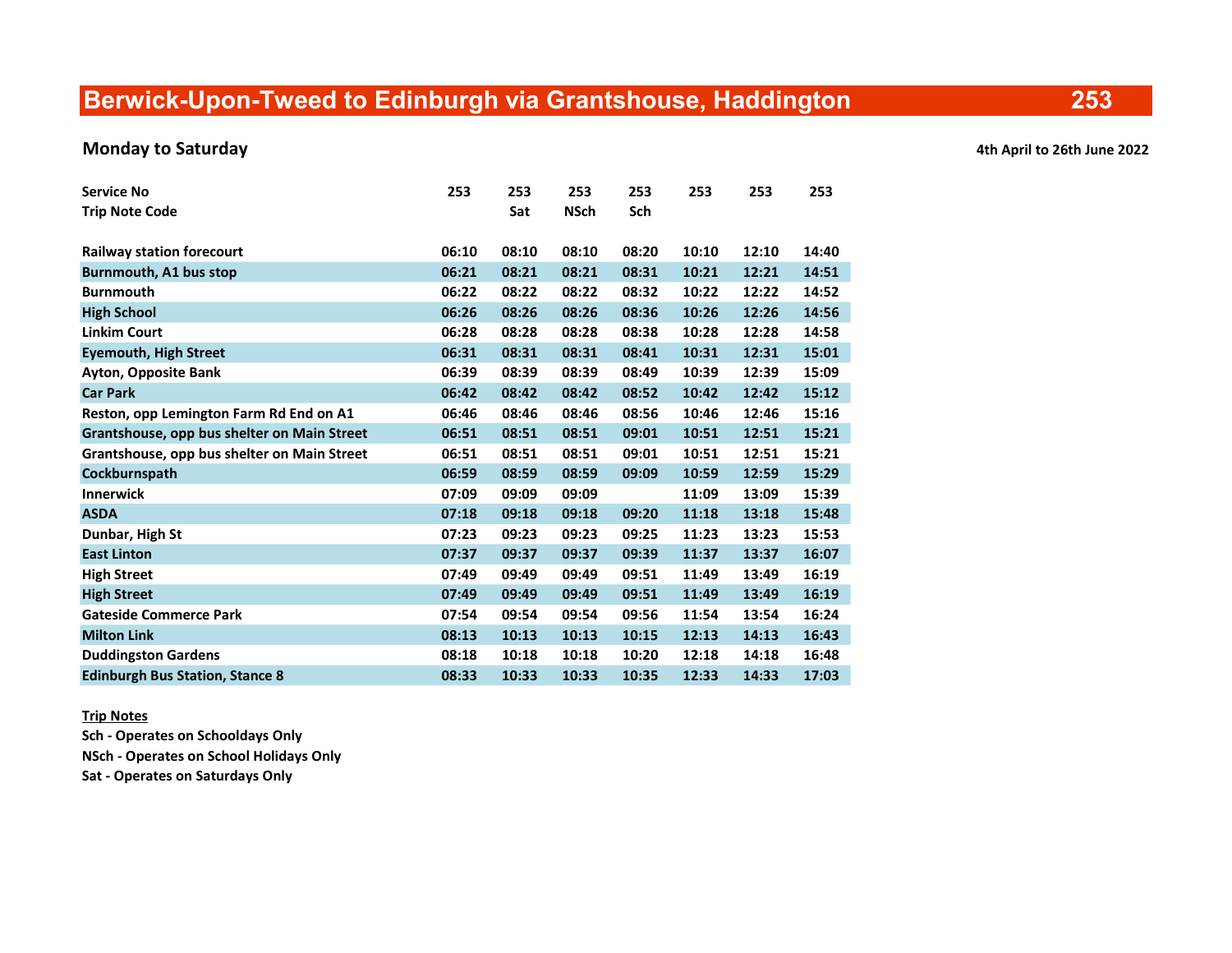# Berwick-Upon-Tweed to Edinburgh via Grantshouse, Haddington 253

## Monday to Saturday

4th April to 26th June 2022

| Service No | 253 | 253 | 253 | 253 | 253 | 253 | 253 |
|---|---|---|---|---|---|---|---|
| Trip Note Code | | Sat | NSch | Sch | | | |
| Railway station forecourt | 06:10 | 08:10 | 08:10 | 08:20 | 10:10 | 12:10 | 14:40 |
| Burnmouth, A1 bus stop | 06:21 | 08:21 | 08:21 | 08:31 | 10:21 | 12:21 | 14:51 |
| Burnmouth | 06:22 | 08:22 | 08:22 | 08:32 | 10:22 | 12:22 | 14:52 |
| High School | 06:26 | 08:26 | 08:26 | 08:36 | 10:26 | 12:26 | 14:56 |
| Linkim Court | 06:28 | 08:28 | 08:28 | 08:38 | 10:28 | 12:28 | 14:58 |
| Eyemouth, High Street | 06:31 | 08:31 | 08:31 | 08:41 | 10:31 | 12:31 | 15:01 |
| Ayton, Opposite Bank | 06:39 | 08:39 | 08:39 | 08:49 | 10:39 | 12:39 | 15:09 |
| Car Park | 06:42 | 08:42 | 08:42 | 08:52 | 10:42 | 12:42 | 15:12 |
| Reston, opp Lemington Farm Rd End on A1 | 06:46 | 08:46 | 08:46 | 08:56 | 10:46 | 12:46 | 15:16 |
| Grantshouse, opp bus shelter on Main Street | 06:51 | 08:51 | 08:51 | 09:01 | 10:51 | 12:51 | 15:21 |
| Grantshouse, opp bus shelter on Main Street | 06:51 | 08:51 | 08:51 | 09:01 | 10:51 | 12:51 | 15:21 |
| Cockburnspath | 06:59 | 08:59 | 08:59 | 09:09 | 10:59 | 12:59 | 15:29 |
| Innerwick | 07:09 | 09:09 | 09:09 | | 11:09 | 13:09 | 15:39 |
| ASDA | 07:18 | 09:18 | 09:18 | 09:20 | 11:18 | 13:18 | 15:48 |
| Dunbar, High St | 07:23 | 09:23 | 09:23 | 09:25 | 11:23 | 13:23 | 15:53 |
| East Linton | 07:37 | 09:37 | 09:37 | 09:39 | 11:37 | 13:37 | 16:07 |
| High Street | 07:49 | 09:49 | 09:49 | 09:51 | 11:49 | 13:49 | 16:19 |
| High Street | 07:49 | 09:49 | 09:49 | 09:51 | 11:49 | 13:49 | 16:19 |
| Gateside Commerce Park | 07:54 | 09:54 | 09:54 | 09:56 | 11:54 | 13:54 | 16:24 |
| Milton Link | 08:13 | 10:13 | 10:13 | 10:15 | 12:13 | 14:13 | 16:43 |
| Duddingston Gardens | 08:18 | 10:18 | 10:18 | 10:20 | 12:18 | 14:18 | 16:48 |
| Edinburgh Bus Station, Stance 8 | 08:33 | 10:33 | 10:33 | 10:35 | 12:33 | 14:33 | 17:03 |

**Trip Notes**

**Sch - Operates on Schooldays Only**

**NSch - Operates on School Holidays Only**

**Sat - Operates on Saturdays Only**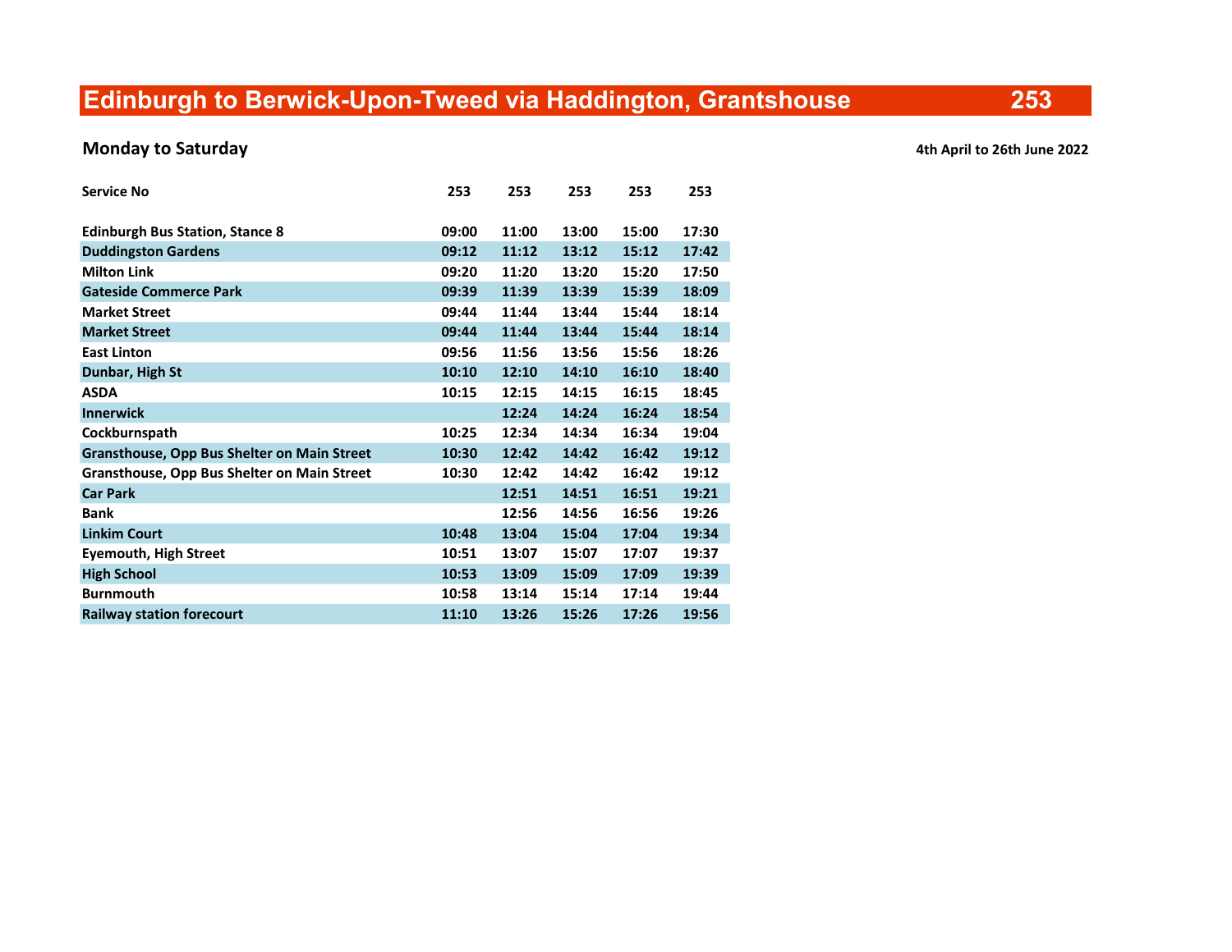# Edinburgh to Berwick-Upon-Tweed via Haddington, Grantshouse 253

**Monday to Saturday** **4th April to 26th June 2022**

| Service No | 253 | 253 | 253 | 253 | 253 |
|---|---|---|---|---|---|
| Edinburgh Bus Station, Stance 8 | 09:00 | 11:00 | 13:00 | 15:00 | 17:30 |
| Duddingston Gardens | 09:12 | 11:12 | 13:12 | 15:12 | 17:42 |
| Milton Link | 09:20 | 11:20 | 13:20 | 15:20 | 17:50 |
| Gateside Commerce Park | 09:39 | 11:39 | 13:39 | 15:39 | 18:09 |
| Market Street | 09:44 | 11:44 | 13:44 | 15:44 | 18:14 |
| Market Street | 09:44 | 11:44 | 13:44 | 15:44 | 18:14 |
| East Linton | 09:56 | 11:56 | 13:56 | 15:56 | 18:26 |
| Dunbar, High St | 10:10 | 12:10 | 14:10 | 16:10 | 18:40 |
| ASDA | 10:15 | 12:15 | 14:15 | 16:15 | 18:45 |
| Innerwick | | 12:24 | 14:24 | 16:24 | 18:54 |
| Cockburnspath | 10:25 | 12:34 | 14:34 | 16:34 | 19:04 |
| Gransthouse, Opp Bus Shelter on Main Street | 10:30 | 12:42 | 14:42 | 16:42 | 19:12 |
| Gransthouse, Opp Bus Shelter on Main Street | 10:30 | 12:42 | 14:42 | 16:42 | 19:12 |
| Car Park | | 12:51 | 14:51 | 16:51 | 19:21 |
| Bank | | 12:56 | 14:56 | 16:56 | 19:26 |
| Linkim Court | 10:48 | 13:04 | 15:04 | 17:04 | 19:34 |
| Eyemouth, High Street | 10:51 | 13:07 | 15:07 | 17:07 | 19:37 |
| High School | 10:53 | 13:09 | 15:09 | 17:09 | 19:39 |
| Burnmouth | 10:58 | 13:14 | 15:14 | 17:14 | 19:44 |
| Railway station forecourt | 11:10 | 13:26 | 15:26 | 17:26 | 19:56 |